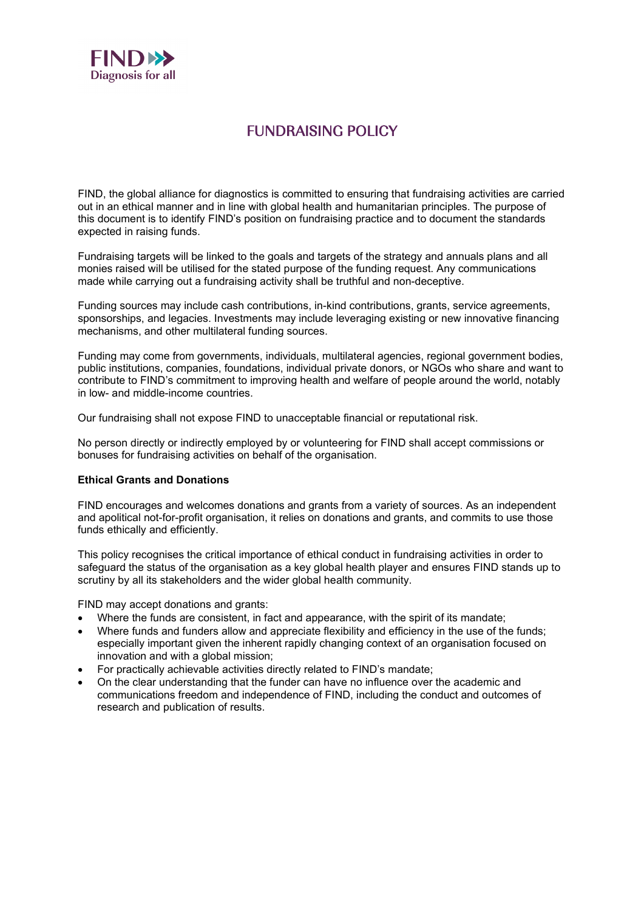# FUNDRAISING POLICY

FIND, the global alliance for diagnostics is committed to ensuring that fundraising activities are carried out in an ethical manner and in line with global health and humanitarian principles. The purpose of this document is to identify FIND's position on fundraising practice and to document the standards expected in raising funds.

Fundraising targets will be linked to the goals and targets of the strategy and annuals plans and all monies raised will be utilised for the stated purpose of the funding request. Any communications made while carrying out a fundraising activity shall be truthful and non-deceptive.

Funding sources may include cash contributions, in-kind contributions, grants, service agreements, sponsorships, and legacies. Investments may include leveraging existing or new innovative financing mechanisms, and other multilateral funding sources.

Funding may come from governments, individuals, multilateral agencies, regional government bodies, public institutions, companies, foundations, individual private donors, or NGOs who share and want to contribute to FIND's commitment to improving health and welfare of people around the world, notably in low- and middle-income countries.

Our fundraising shall not expose FIND to unacceptable financial or reputational risk.

No person directly or indirectly employed by or volunteering for FIND shall accept commissions or bonuses for fundraising activities on behalf of the organisation.

**Ethical Grants and Donations**

FIND encourages and welcomes donations and grants from a variety of sources. As an independent and apolitical not-for-profit organisation, it relies on donations and grants, and commits to use those funds ethically and efficiently.

This policy recognises the critical importance of ethical conduct in fundraising activities in order to safeguard the status of the organisation as a key global health player and ensures FIND stands up to scrutiny by all its stakeholders and the wider global health community.

FIND may accept donations and grants:

- Where the funds are consistent, in fact and appearance, with the spirit of its mandate;
- Where funds and funders allow and appreciate flexibility and efficiency in the use of the funds; especially important given the inherent rapidly changing context of an organisation focused on innovation and with a global mission;
- For practically achievable activities directly related to FIND's mandate;
- On the clear understanding that the funder can have no influence over the academic and communications freedom and independence of FIND, including the conduct and outcomes of research and publication of results.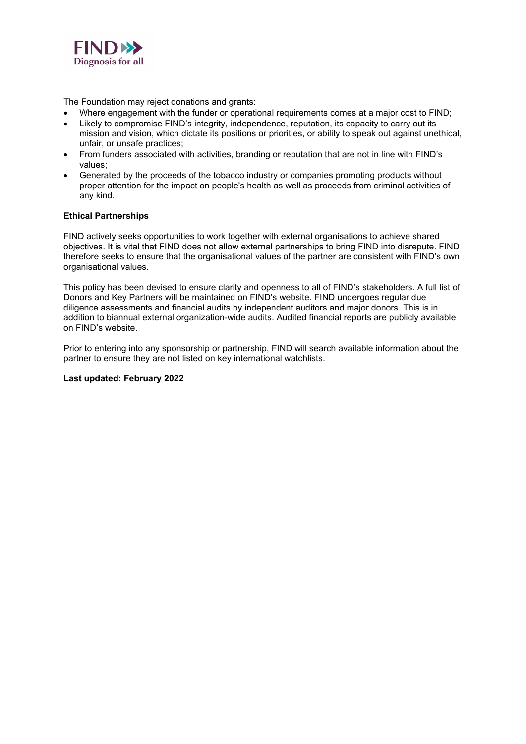The Foundation may reject donations and grants:

- Where engagement with the funder or operational requirements comes at a major cost to FIND;
- Likely to compromise FIND's integrity, independence, reputation, its capacity to carry out its mission and vision, which dictate its positions or priorities, or ability to speak out against unethical, unfair, or unsafe practices;
- From funders associated with activities, branding or reputation that are not in line with FIND's values;
- Generated by the proceeds of the tobacco industry or companies promoting products without proper attention for the impact on people's health as well as proceeds from criminal activities of any kind.

**Ethical Partnerships**

FIND actively seeks opportunities to work together with external organisations to achieve shared objectives. It is vital that FIND does not allow external partnerships to bring FIND into disrepute. FIND therefore seeks to ensure that the organisational values of the partner are consistent with FIND's own organisational values.

This policy has been devised to ensure clarity and openness to all of FIND's stakeholders. A full list of Donors and Key Partners will be maintained on FIND's website. FIND undergoes regular due diligence assessments and financial audits by independent auditors and major donors. This is in addition to biannual external organization-wide audits. Audited financial reports are publicly available on FIND's website.

Prior to entering into any sponsorship or partnership, FIND will search available information about the partner to ensure they are not listed on key international watchlists.

**Last updated: February 2022**